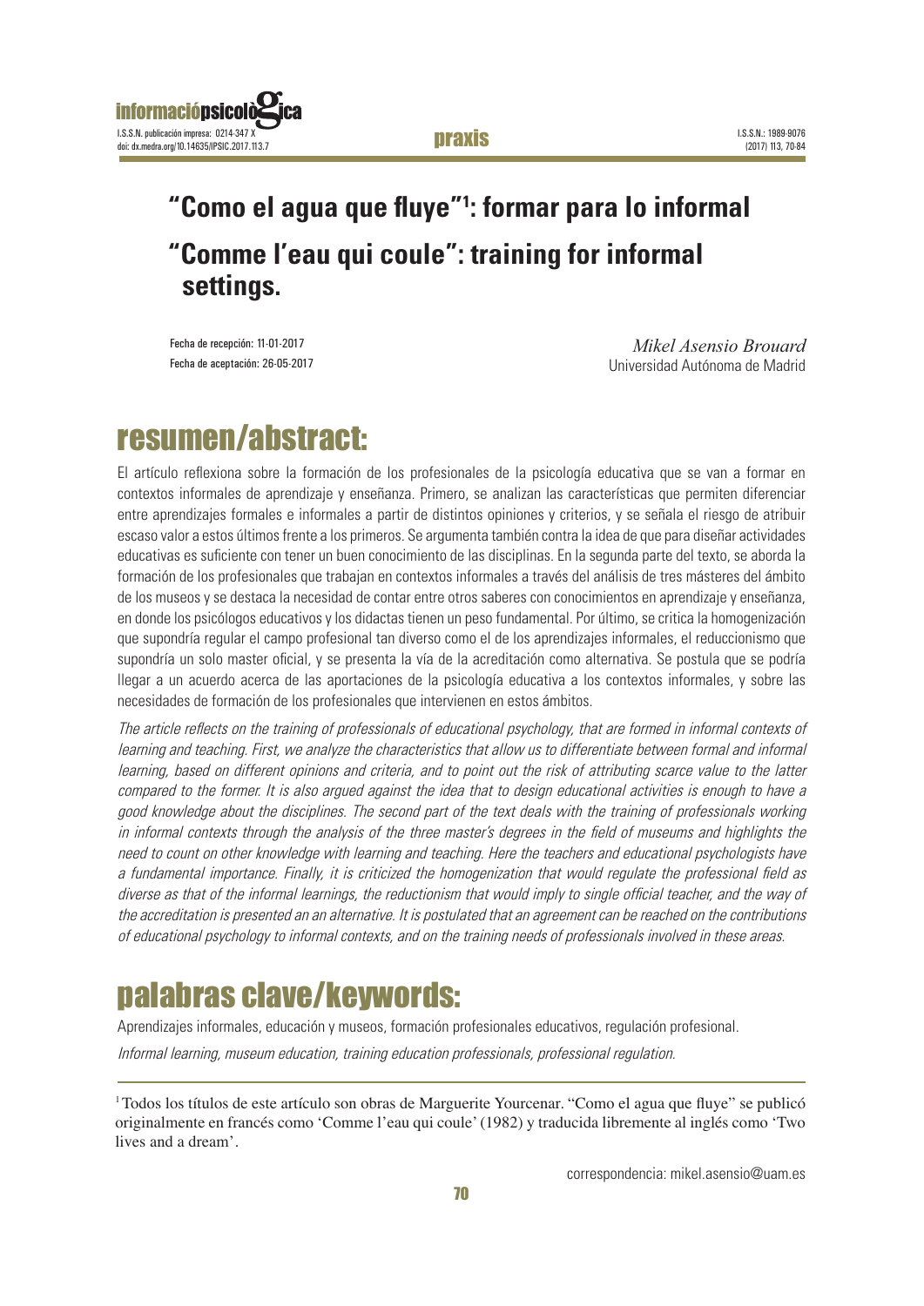# "Como el agua que fluye"[1]: formar para lo informal

# "Comme l'eau qui coule": training for informal settings.

Fecha de recepción: 11-01-2017
Fecha de aceptación: 26-05-2017

*Mikel Asensio Brouard*
Universidad Autónoma de Madrid

## resumen/abstract:

El artículo reflexiona sobre la formación de los profesionales de la psicología educativa que se van a formar en contextos informales de aprendizaje y enseñanza. Primero, se analizan las características que permiten diferenciar entre aprendizajes formales e informales a partir de distintos opiniones y criterios, y se señala el riesgo de atribuir escaso valor a estos últimos frente a los primeros. Se argumenta también contra la idea de que para diseñar actividades educativas es suficiente con tener un buen conocimiento de las disciplinas. En la segunda parte del texto, se aborda la formación de los profesionales que trabajan en contextos informales a través del análisis de tres másteres del ámbito de los museos y se destaca la necesidad de contar entre otros saberes con conocimientos en aprendizaje y enseñanza, en donde los psicólogos educativos y los didactas tienen un peso fundamental. Por último, se critica la homogenización que supondría regular el campo profesional tan diverso como el de los aprendizajes informales, el reduccionismo que supondría un solo master oficial, y se presenta la vía de la acreditación como alternativa. Se postula que se podría llegar a un acuerdo acerca de las aportaciones de la psicología educativa a los contextos informales, y sobre las necesidades de formación de los profesionales que intervienen en estos ámbitos.

*The article reflects on the training of professionals of educational psychology, that are formed in informal contexts of learning and teaching. First, we analyze the characteristics that allow us to differentiate between formal and informal learning, based on different opinions and criteria, and to point out the risk of attributing scarce value to the latter compared to the former. It is also argued against the idea that to design educational activities is enough to have a good knowledge about the disciplines. The second part of the text deals with the training of professionals working in informal contexts through the analysis of the three master's degrees in the field of museums and highlights the need to count on other knowledge with learning and teaching. Here the teachers and educational psychologists have a fundamental importance. Finally, it is criticized the homogenization that would regulate the professional field as diverse as that of the informal learnings, the reductionism that would imply to single official teacher, and the way of the accreditation is presented an an alternative. It is postulated that an agreement can be reached on the contributions of educational psychology to informal contexts, and on the training needs of professionals involved in these areas.*

## palabras clave/keywords:

Aprendizajes informales, educación y museos, formación profesionales educativos, regulación profesional.

*Informal learning, museum education, training education professionals, professional regulation.*

---

[1] Todos los títulos de este artículo son obras de Marguerite Yourcenar. "Como el agua que fluye" se publicó originalmente en francés como 'Comme l'eau qui coule' (1982) y traducida libremente al inglés como 'Two lives and a dream'.

correspondencia: mikel.asensio@uam.es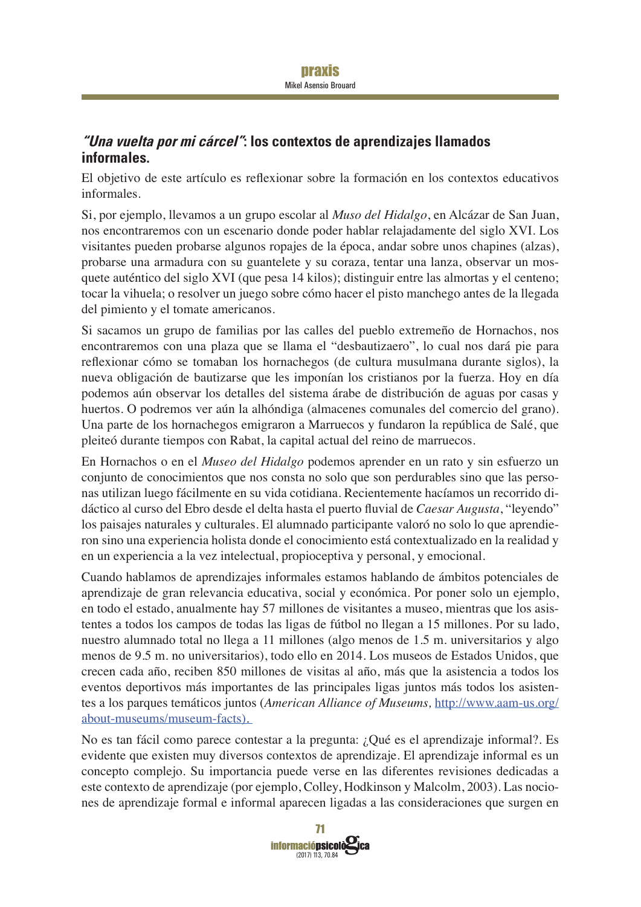## *"Una vuelta por mi cárcel"*: los contextos de aprendizajes llamados informales.

El objetivo de este artículo es reflexionar sobre la formación en los contextos educativos informales.

Si, por ejemplo, llevamos a un grupo escolar al *Muso del Hidalgo*, en Alcázar de San Juan, nos encontraremos con un escenario donde poder hablar relajadamente del siglo XVI. Los visitantes pueden probarse algunos ropajes de la época, andar sobre unos chapines (alzas), probarse una armadura con su guantelete y su coraza, tentar una lanza, observar un mosquete auténtico del siglo XVI (que pesa 14 kilos); distinguir entre las almortas y el centeno; tocar la vihuela; o resolver un juego sobre cómo hacer el pisto manchego antes de la llegada del pimiento y el tomate americanos.

Si sacamos un grupo de familias por las calles del pueblo extremeño de Hornachos, nos encontraremos con una plaza que se llama el "desbautizaero", lo cual nos dará pie para reflexionar cómo se tomaban los hornachegos (de cultura musulmana durante siglos), la nueva obligación de bautizarse que les imponían los cristianos por la fuerza. Hoy en día podemos aún observar los detalles del sistema árabe de distribución de aguas por casas y huertos. O podremos ver aún la alhóndiga (almacenes comunales del comercio del grano). Una parte de los hornachegos emigraron a Marruecos y fundaron la república de Salé, que pleiteó durante tiempos con Rabat, la capital actual del reino de marruecos.

En Hornachos o en el *Museo del Hidalgo* podemos aprender en un rato y sin esfuerzo un conjunto de conocimientos que nos consta no solo que son perdurables sino que las personas utilizan luego fácilmente en su vida cotidiana. Recientemente hacíamos un recorrido didáctico al curso del Ebro desde el delta hasta el puerto fluvial de *Caesar Augusta*, "leyendo" los paisajes naturales y culturales. El alumnado participante valoró no solo lo que aprendieron sino una experiencia holista donde el conocimiento está contextualizado en la realidad y en un experiencia a la vez intelectual, propioceptiva y personal, y emocional.

Cuando hablamos de aprendizajes informales estamos hablando de ámbitos potenciales de aprendizaje de gran relevancia educativa, social y económica. Por poner solo un ejemplo, en todo el estado, anualmente hay 57 millones de visitantes a museo, mientras que los asistentes a todos los campos de todas las ligas de fútbol no llegan a 15 millones. Por su lado, nuestro alumnado total no llega a 11 millones (algo menos de 1.5 m. universitarios y algo menos de 9.5 m. no universitarios), todo ello en 2014. Los museos de Estados Unidos, que crecen cada año, reciben 850 millones de visitas al año, más que la asistencia a todos los eventos deportivos más importantes de las principales ligas juntos más todos los asistentes a los parques temáticos juntos (*American Alliance of Museums,* [http://www.aam-us.org/about-museums/museum-facts).](http://www.aam-us.org/about-museums/museum-facts)

No es tan fácil como parece contestar a la pregunta: ¿Qué es el aprendizaje informal?. Es evidente que existen muy diversos contextos de aprendizaje. El aprendizaje informal es un concepto complejo. Su importancia puede verse en las diferentes revisiones dedicadas a este contexto de aprendizaje (por ejemplo, Colley, Hodkinson y Malcolm, 2003). Las nociones de aprendizaje formal e informal aparecen ligadas a las consideraciones que surgen en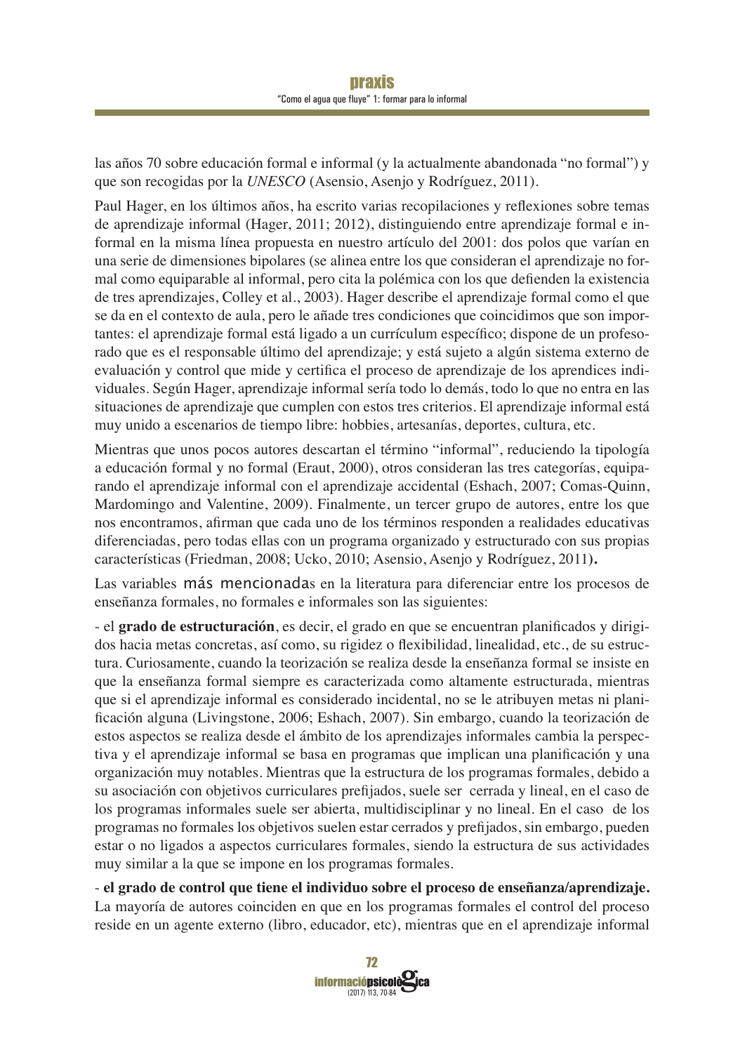las años 70 sobre educación formal e informal (y la actualmente abandonada "no formal") y que son recogidas por la *UNESCO* (Asensio, Asenjo y Rodríguez, 2011).

Paul Hager, en los últimos años, ha escrito varias recopilaciones y reflexiones sobre temas de aprendizaje informal (Hager, 2011; 2012), distinguiendo entre aprendizaje formal e informal en la misma línea propuesta en nuestro artículo del 2001: dos polos que varían en una serie de dimensiones bipolares (se alinea entre los que consideran el aprendizaje no formal como equiparable al informal, pero cita la polémica con los que defienden la existencia de tres aprendizajes, Colley et al., 2003). Hager describe el aprendizaje formal como el que se da en el contexto de aula, pero le añade tres condiciones que coincidimos que son importantes: el aprendizaje formal está ligado a un currículum específico; dispone de un profesorado que es el responsable último del aprendizaje; y está sujeto a algún sistema externo de evaluación y control que mide y certifica el proceso de aprendizaje de los aprendices individuales. Según Hager, aprendizaje informal sería todo lo demás, todo lo que no entra en las situaciones de aprendizaje que cumplen con estos tres criterios. El aprendizaje informal está muy unido a escenarios de tiempo libre: hobbies, artesanías, deportes, cultura, etc.

Mientras que unos pocos autores descartan el término "informal", reduciendo la tipología a educación formal y no formal (Eraut, 2000), otros consideran las tres categorías, equiparando el aprendizaje informal con el aprendizaje accidental (Eshach, 2007; Comas-Quinn, Mardomingo and Valentine, 2009). Finalmente, un tercer grupo de autores, entre los que nos encontramos, afirman que cada uno de los términos responden a realidades educativas diferenciadas, pero todas ellas con un programa organizado y estructurado con sus propias características (Friedman, 2008; Ucko, 2010; Asensio, Asenjo y Rodríguez, 2011).

Las variables más mencionadas en la literatura para diferenciar entre los procesos de enseñanza formales, no formales e informales son las siguientes:

- el **grado de estructuración**, es decir, el grado en que se encuentran planificados y dirigidos hacia metas concretas, así como, su rigidez o flexibilidad, linealidad, etc., de su estructura. Curiosamente, cuando la teorización se realiza desde la enseñanza formal se insiste en que la enseñanza formal siempre es caracterizada como altamente estructurada, mientras que si el aprendizaje informal es considerado incidental, no se le atribuyen metas ni planificación alguna (Livingstone, 2006; Eshach, 2007). Sin embargo, cuando la teorización de estos aspectos se realiza desde el ámbito de los aprendizajes informales cambia la perspectiva y el aprendizaje informal se basa en programas que implican una planificación y una organización muy notables. Mientras que la estructura de los programas formales, debido a su asociación con objetivos curriculares prefijados, suele ser cerrada y lineal, en el caso de los programas informales suele ser abierta, multidisciplinar y no lineal. En el caso de los programas no formales los objetivos suelen estar cerrados y prefijados, sin embargo, pueden estar o no ligados a aspectos curriculares formales, siendo la estructura de sus actividades muy similar a la que se impone en los programas formales.

- **el grado de control que tiene el individuo sobre el proceso de enseñanza/aprendizaje.** La mayoría de autores coinciden en que en los programas formales el control del proceso reside en un agente externo (libro, educador, etc), mientras que en el aprendizaje informal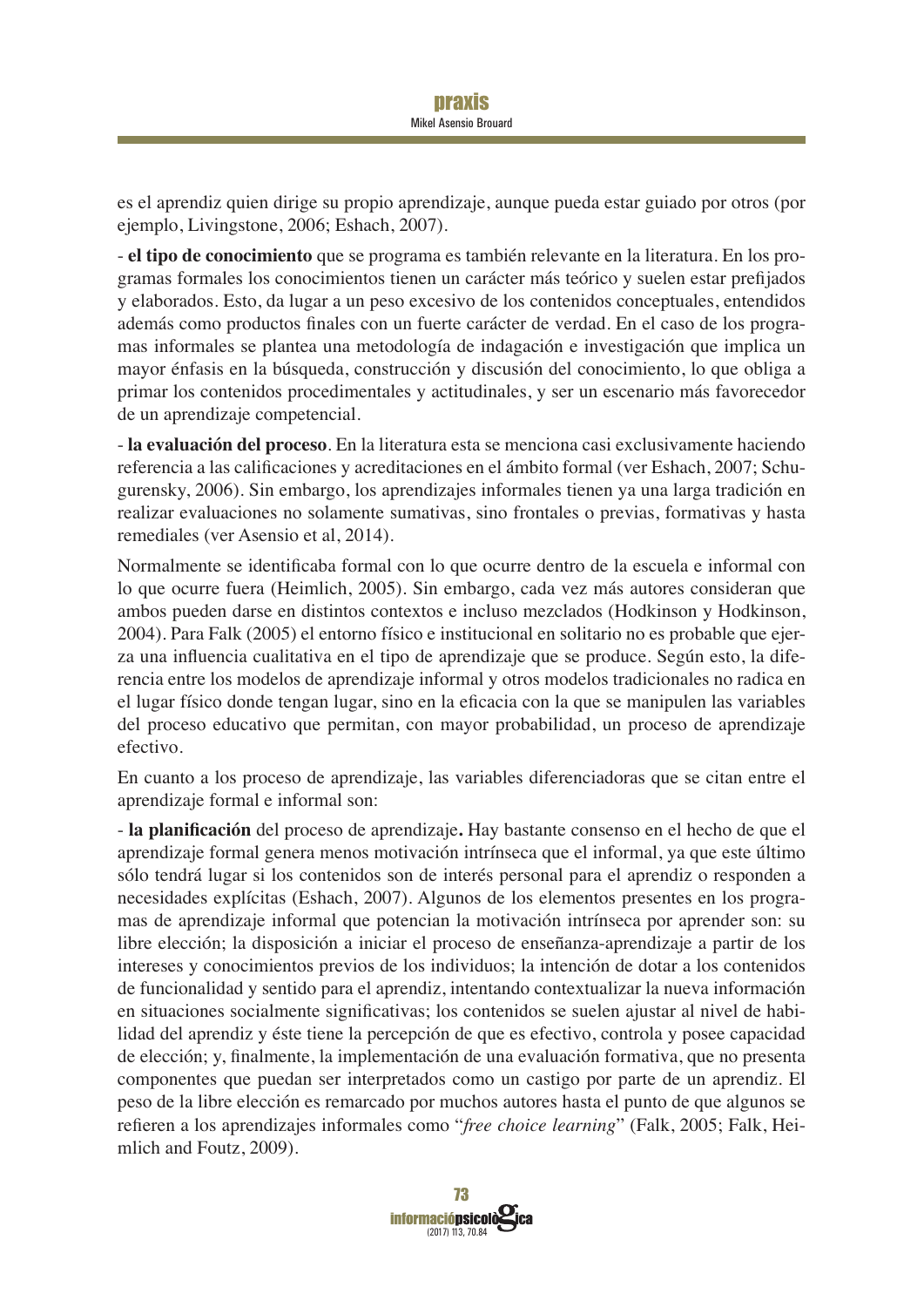es el aprendiz quien dirige su propio aprendizaje, aunque pueda estar guiado por otros (por ejemplo, Livingstone, 2006; Eshach, 2007).

- **el tipo de conocimiento** que se programa es también relevante en la literatura. En los programas formales los conocimientos tienen un carácter más teórico y suelen estar prefijados y elaborados. Esto, da lugar a un peso excesivo de los contenidos conceptuales, entendidos además como productos finales con un fuerte carácter de verdad. En el caso de los programas informales se plantea una metodología de indagación e investigación que implica un mayor énfasis en la búsqueda, construcción y discusión del conocimiento, lo que obliga a primar los contenidos procedimentales y actitudinales, y ser un escenario más favorecedor de un aprendizaje competencial.

- **la evaluación del proceso**. En la literatura esta se menciona casi exclusivamente haciendo referencia a las calificaciones y acreditaciones en el ámbito formal (ver Eshach, 2007; Schugurensky, 2006). Sin embargo, los aprendizajes informales tienen ya una larga tradición en realizar evaluaciones no solamente sumativas, sino frontales o previas, formativas y hasta remediales (ver Asensio et al, 2014).

Normalmente se identificaba formal con lo que ocurre dentro de la escuela e informal con lo que ocurre fuera (Heimlich, 2005). Sin embargo, cada vez más autores consideran que ambos pueden darse en distintos contextos e incluso mezclados (Hodkinson y Hodkinson, 2004). Para Falk (2005) el entorno físico e institucional en solitario no es probable que ejerza una influencia cualitativa en el tipo de aprendizaje que se produce. Según esto, la diferencia entre los modelos de aprendizaje informal y otros modelos tradicionales no radica en el lugar físico donde tengan lugar, sino en la eficacia con la que se manipulen las variables del proceso educativo que permitan, con mayor probabilidad, un proceso de aprendizaje efectivo.

En cuanto a los proceso de aprendizaje, las variables diferenciadoras que se citan entre el aprendizaje formal e informal son:

- **la planificación** del proceso de aprendizaje**.** Hay bastante consenso en el hecho de que el aprendizaje formal genera menos motivación intrínseca que el informal, ya que este último sólo tendrá lugar si los contenidos son de interés personal para el aprendiz o responden a necesidades explícitas (Eshach, 2007). Algunos de los elementos presentes en los programas de aprendizaje informal que potencian la motivación intrínseca por aprender son: su libre elección; la disposición a iniciar el proceso de enseñanza-aprendizaje a partir de los intereses y conocimientos previos de los individuos; la intención de dotar a los contenidos de funcionalidad y sentido para el aprendiz, intentando contextualizar la nueva información en situaciones socialmente significativas; los contenidos se suelen ajustar al nivel de habilidad del aprendiz y éste tiene la percepción de que es efectivo, controla y posee capacidad de elección; y, finalmente, la implementación de una evaluación formativa, que no presenta componentes que puedan ser interpretados como un castigo por parte de un aprendiz. El peso de la libre elección es remarcado por muchos autores hasta el punto de que algunos se refieren a los aprendizajes informales como "*free choice learning*" (Falk, 2005; Falk, Heimlich and Foutz, 2009).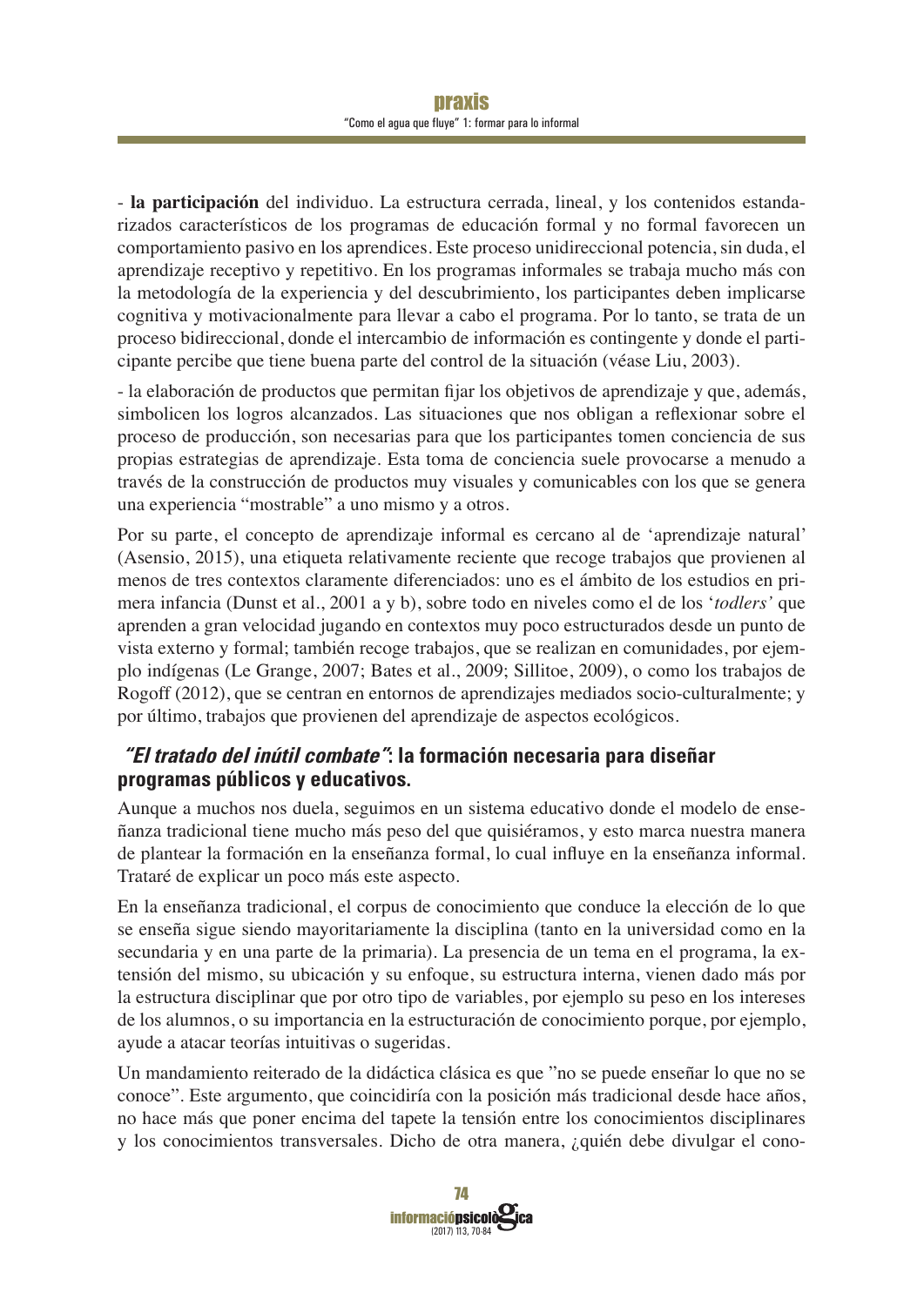- **la participación** del individuo. La estructura cerrada, lineal, y los contenidos estandarizados característicos de los programas de educación formal y no formal favorecen un comportamiento pasivo en los aprendices. Este proceso unidireccional potencia, sin duda, el aprendizaje receptivo y repetitivo. En los programas informales se trabaja mucho más con la metodología de la experiencia y del descubrimiento, los participantes deben implicarse cognitiva y motivacionalmente para llevar a cabo el programa. Por lo tanto, se trata de un proceso bidireccional, donde el intercambio de información es contingente y donde el participante percibe que tiene buena parte del control de la situación (véase Liu, 2003).

- la elaboración de productos que permitan fijar los objetivos de aprendizaje y que, además, simbolicen los logros alcanzados. Las situaciones que nos obligan a reflexionar sobre el proceso de producción, son necesarias para que los participantes tomen conciencia de sus propias estrategias de aprendizaje. Esta toma de conciencia suele provocarse a menudo a través de la construcción de productos muy visuales y comunicables con los que se genera una experiencia "mostrable" a uno mismo y a otros.

Por su parte, el concepto de aprendizaje informal es cercano al de 'aprendizaje natural' (Asensio, 2015), una etiqueta relativamente reciente que recoge trabajos que provienen al menos de tres contextos claramente diferenciados: uno es el ámbito de los estudios en primera infancia (Dunst et al., 2001 a y b), sobre todo en niveles como el de los '*todlers'* que aprenden a gran velocidad jugando en contextos muy poco estructurados desde un punto de vista externo y formal; también recoge trabajos, que se realizan en comunidades, por ejemplo indígenas (Le Grange, 2007; Bates et al., 2009; Sillitoe, 2009), o como los trabajos de Rogoff (2012), que se centran en entornos de aprendizajes mediados socio-culturalmente; y por último, trabajos que provienen del aprendizaje de aspectos ecológicos.

## *"El tratado del inútil combate"*: la formación necesaria para diseñar programas públicos y educativos.

Aunque a muchos nos duela, seguimos en un sistema educativo donde el modelo de enseñanza tradicional tiene mucho más peso del que quisiéramos, y esto marca nuestra manera de plantear la formación en la enseñanza formal, lo cual influye en la enseñanza informal. Trataré de explicar un poco más este aspecto.

En la enseñanza tradicional, el corpus de conocimiento que conduce la elección de lo que se enseña sigue siendo mayoritariamente la disciplina (tanto en la universidad como en la secundaria y en una parte de la primaria). La presencia de un tema en el programa, la extensión del mismo, su ubicación y su enfoque, su estructura interna, vienen dado más por la estructura disciplinar que por otro tipo de variables, por ejemplo su peso en los intereses de los alumnos, o su importancia en la estructuración de conocimiento porque, por ejemplo, ayude a atacar teorías intuitivas o sugeridas.

Un mandamiento reiterado de la didáctica clásica es que "no se puede enseñar lo que no se conoce". Este argumento, que coincidiría con la posición más tradicional desde hace años, no hace más que poner encima del tapete la tensión entre los conocimientos disciplinares y los conocimientos transversales. Dicho de otra manera, ¿quién debe divulgar el cono-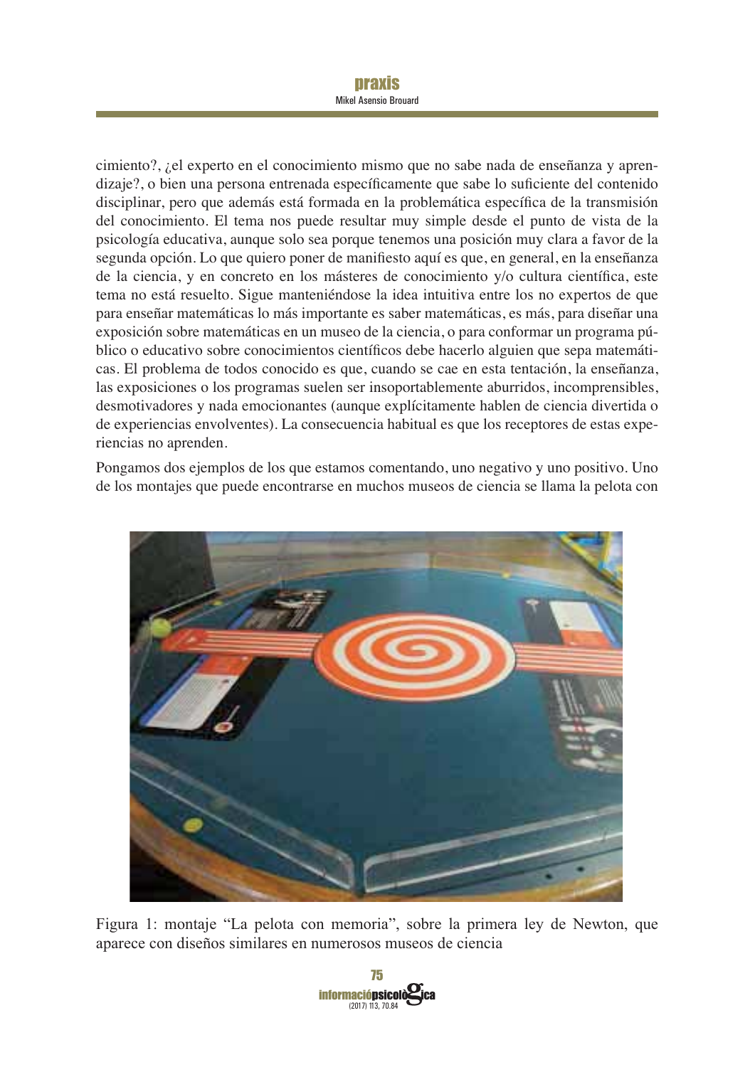cimiento?, ¿el experto en el conocimiento mismo que no sabe nada de enseñanza y aprendizaje?, o bien una persona entrenada específicamente que sabe lo suficiente del contenido disciplinar, pero que además está formada en la problemática específica de la transmisión del conocimiento. El tema nos puede resultar muy simple desde el punto de vista de la psicología educativa, aunque solo sea porque tenemos una posición muy clara a favor de la segunda opción. Lo que quiero poner de manifiesto aquí es que, en general, en la enseñanza de la ciencia, y en concreto en los másteres de conocimiento y/o cultura científica, este tema no está resuelto. Sigue manteniéndose la idea intuitiva entre los no expertos de que para enseñar matemáticas lo más importante es saber matemáticas, es más, para diseñar una exposición sobre matemáticas en un museo de la ciencia, o para conformar un programa público o educativo sobre conocimientos científicos debe hacerlo alguien que sepa matemáticas. El problema de todos conocido es que, cuando se cae en esta tentación, la enseñanza, las exposiciones o los programas suelen ser insoportablemente aburridos, incomprensibles, desmotivadores y nada emocionantes (aunque explícitamente hablen de ciencia divertida o de experiencias envolventes). La consecuencia habitual es que los receptores de estas experiencias no aprenden.

Pongamos dos ejemplos de los que estamos comentando, uno negativo y uno positivo. Uno de los montajes que puede encontrarse en muchos museos de ciencia se llama la pelota con

Figura 1: montaje "La pelota con memoria", sobre la primera ley de Newton, que aparece con diseños similares en numerosos museos de ciencia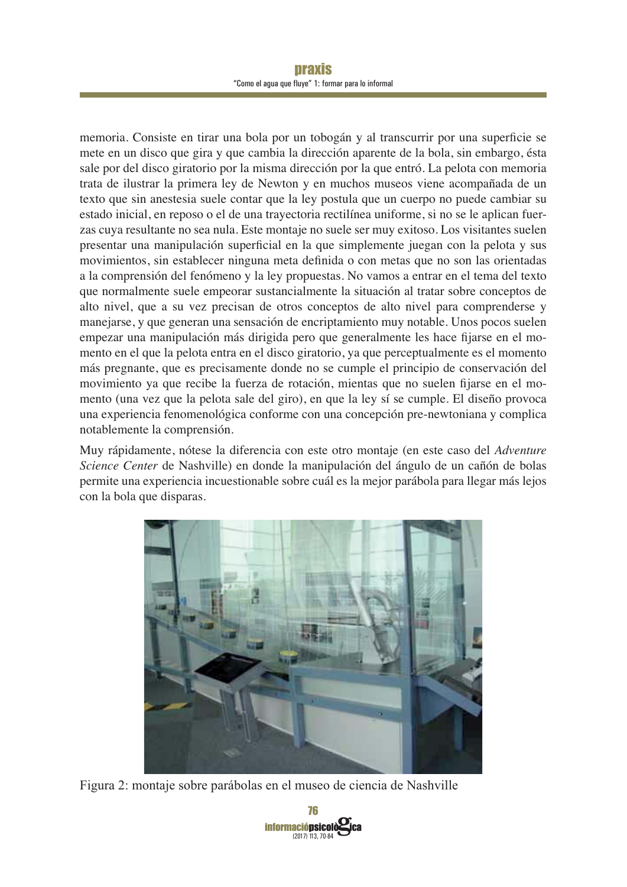memoria. Consiste en tirar una bola por un tobogán y al transcurrir por una superficie se mete en un disco que gira y que cambia la dirección aparente de la bola, sin embargo, ésta sale por del disco giratorio por la misma dirección por la que entró. La pelota con memoria trata de ilustrar la primera ley de Newton y en muchos museos viene acompañada de un texto que sin anestesia suele contar que la ley postula que un cuerpo no puede cambiar su estado inicial, en reposo o el de una trayectoria rectilínea uniforme, si no se le aplican fuerzas cuya resultante no sea nula. Este montaje no suele ser muy exitoso. Los visitantes suelen presentar una manipulación superficial en la que simplemente juegan con la pelota y sus movimientos, sin establecer ninguna meta definida o con metas que no son las orientadas a la comprensión del fenómeno y la ley propuestas. No vamos a entrar en el tema del texto que normalmente suele empeorar sustancialmente la situación al tratar sobre conceptos de alto nivel, que a su vez precisan de otros conceptos de alto nivel para comprenderse y manejarse, y que generan una sensación de encriptamiento muy notable. Unos pocos suelen empezar una manipulación más dirigida pero que generalmente les hace fijarse en el momento en el que la pelota entra en el disco giratorio, ya que perceptualmente es el momento más pregnante, que es precisamente donde no se cumple el principio de conservación del movimiento ya que recibe la fuerza de rotación, mientas que no suelen fijarse en el momento (una vez que la pelota sale del giro), en que la ley sí se cumple. El diseño provoca una experiencia fenomenológica conforme con una concepción pre-newtoniana y complica notablemente la comprensión.

Muy rápidamente, nótese la diferencia con este otro montaje (en este caso del *Adventure Science Center* de Nashville) en donde la manipulación del ángulo de un cañón de bolas permite una experiencia incuestionable sobre cuál es la mejor parábola para llegar más lejos con la bola que disparas.

Figura 2: montaje sobre parábolas en el museo de ciencia de Nashville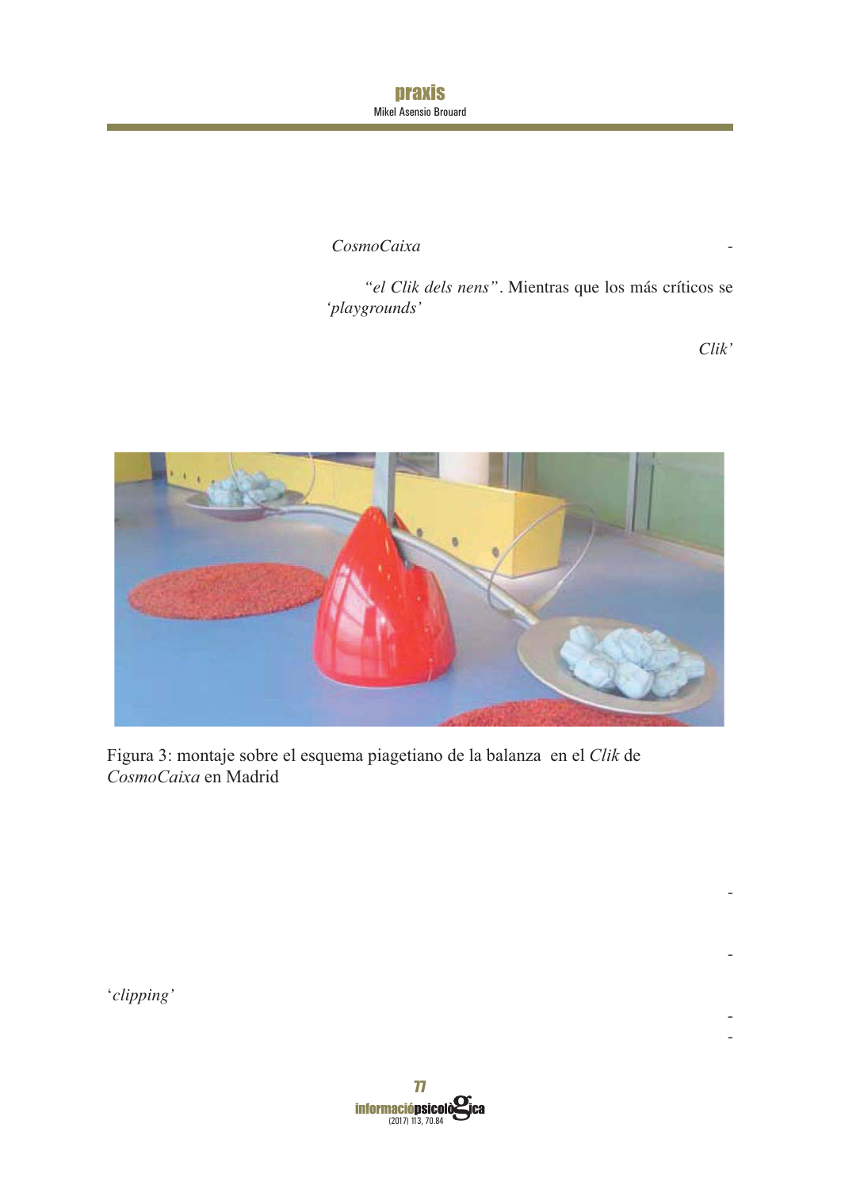*CosmoCaixa* -

*"el Clik dels nens"*. Mientras que los más críticos se *'playgrounds'*

*Clik'*

Figura 3: montaje sobre el esquema piagetiano de la balanza en el *Clik* de *CosmoCaixa* en Madrid

-

-

'*clipping'*

-
-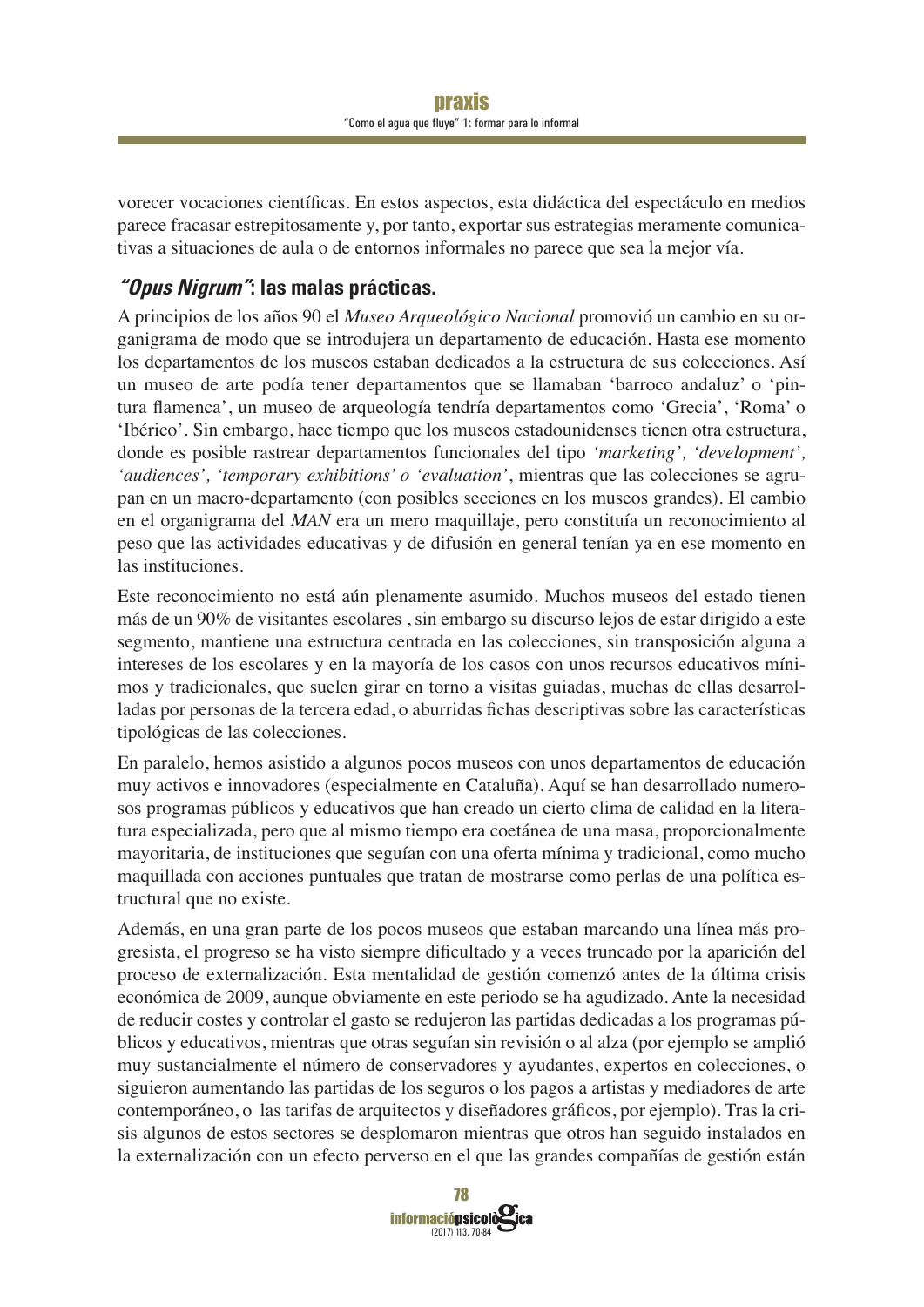vorecer vocaciones científicas. En estos aspectos, esta didáctica del espectáculo en medios parece fracasar estrepitosamente y, por tanto, exportar sus estrategias meramente comunicativas a situaciones de aula o de entornos informales no parece que sea la mejor vía.

## ***"Opus Nigrum"*: las malas prácticas.**

A principios de los años 90 el *Museo Arqueológico Nacional* promovió un cambio en su organigrama de modo que se introdujera un departamento de educación. Hasta ese momento los departamentos de los museos estaban dedicados a la estructura de sus colecciones. Así un museo de arte podía tener departamentos que se llamaban 'barroco andaluz' o 'pintura flamenca', un museo de arqueología tendría departamentos como 'Grecia', 'Roma' o 'Ibérico'. Sin embargo, hace tiempo que los museos estadounidenses tienen otra estructura, donde es posible rastrear departamentos funcionales del tipo *'marketing', 'development', 'audiences', 'temporary exhibitions' o 'evaluation'*, mientras que las colecciones se agrupan en un macro-departamento (con posibles secciones en los museos grandes). El cambio en el organigrama del *MAN* era un mero maquillaje, pero constituía un reconocimiento al peso que las actividades educativas y de difusión en general tenían ya en ese momento en las instituciones.

Este reconocimiento no está aún plenamente asumido. Muchos museos del estado tienen más de un 90% de visitantes escolares , sin embargo su discurso lejos de estar dirigido a este segmento, mantiene una estructura centrada en las colecciones, sin transposición alguna a intereses de los escolares y en la mayoría de los casos con unos recursos educativos mínimos y tradicionales, que suelen girar en torno a visitas guiadas, muchas de ellas desarrolladas por personas de la tercera edad, o aburridas fichas descriptivas sobre las características tipológicas de las colecciones.

En paralelo, hemos asistido a algunos pocos museos con unos departamentos de educación muy activos e innovadores (especialmente en Cataluña). Aquí se han desarrollado numerosos programas públicos y educativos que han creado un cierto clima de calidad en la literatura especializada, pero que al mismo tiempo era coetánea de una masa, proporcionalmente mayoritaria, de instituciones que seguían con una oferta mínima y tradicional, como mucho maquillada con acciones puntuales que tratan de mostrarse como perlas de una política estructural que no existe.

Además, en una gran parte de los pocos museos que estaban marcando una línea más progresista, el progreso se ha visto siempre dificultado y a veces truncado por la aparición del proceso de externalización. Esta mentalidad de gestión comenzó antes de la última crisis económica de 2009, aunque obviamente en este periodo se ha agudizado. Ante la necesidad de reducir costes y controlar el gasto se redujeron las partidas dedicadas a los programas públicos y educativos, mientras que otras seguían sin revisión o al alza (por ejemplo se amplió muy sustancialmente el número de conservadores y ayudantes, expertos en colecciones, o siguieron aumentando las partidas de los seguros o los pagos a artistas y mediadores de arte contemporáneo, o las tarifas de arquitectos y diseñadores gráficos, por ejemplo). Tras la crisis algunos de estos sectores se desplomaron mientras que otros han seguido instalados en la externalización con un efecto perverso en el que las grandes compañías de gestión están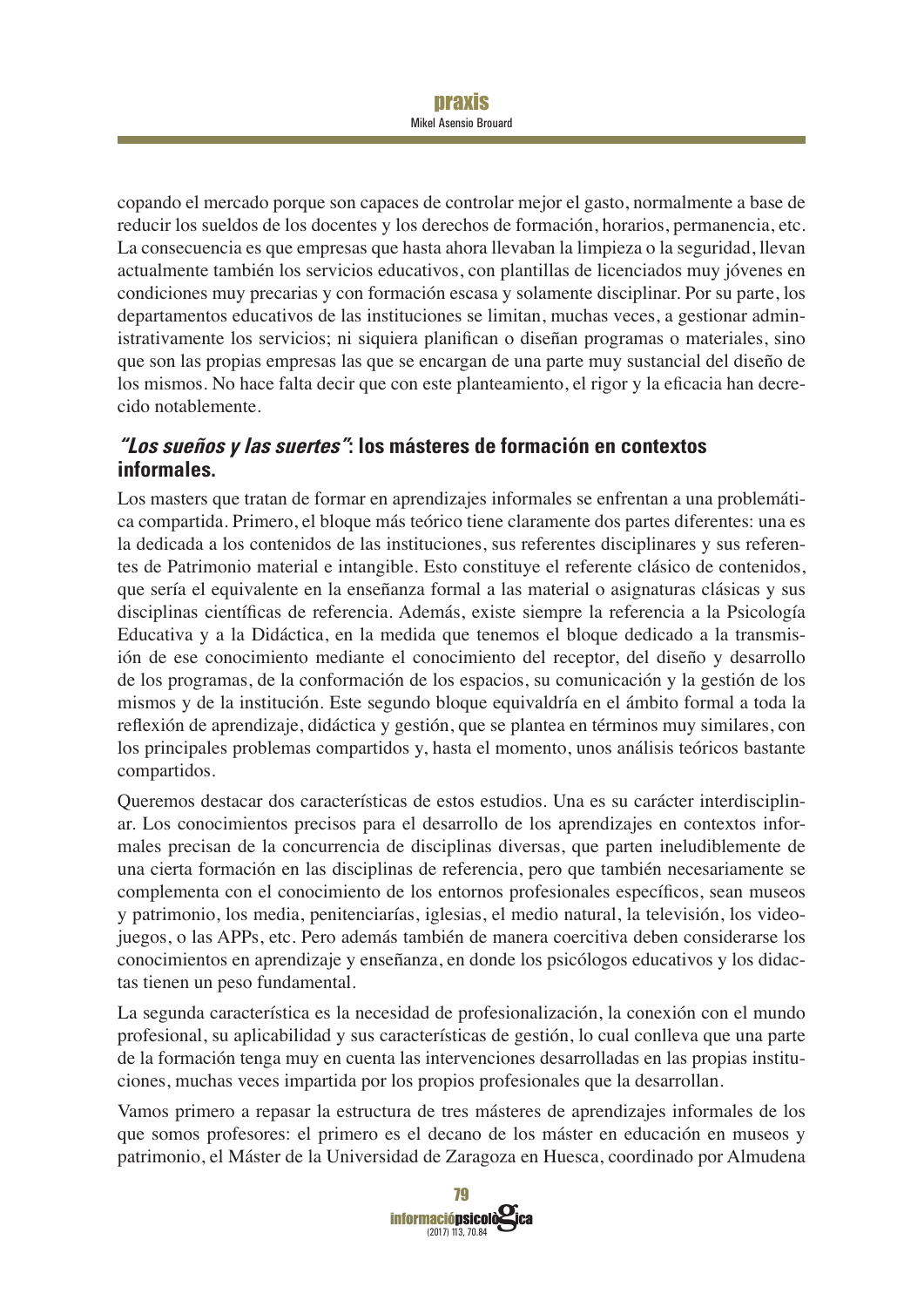copando el mercado porque son capaces de controlar mejor el gasto, normalmente a base de reducir los sueldos de los docentes y los derechos de formación, horarios, permanencia, etc. La consecuencia es que empresas que hasta ahora llevaban la limpieza o la seguridad, llevan actualmente también los servicios educativos, con plantillas de licenciados muy jóvenes en condiciones muy precarias y con formación escasa y solamente disciplinar. Por su parte, los departamentos educativos de las instituciones se limitan, muchas veces, a gestionar administrativamente los servicios; ni siquiera planifican o diseñan programas o materiales, sino que son las propias empresas las que se encargan de una parte muy sustancial del diseño de los mismos. No hace falta decir que con este planteamiento, el rigor y la eficacia han decrecido notablemente.

## *"Los sueños y las suertes"*: los másteres de formación en contextos informales.

Los masters que tratan de formar en aprendizajes informales se enfrentan a una problemática compartida. Primero, el bloque más teórico tiene claramente dos partes diferentes: una es la dedicada a los contenidos de las instituciones, sus referentes disciplinares y sus referentes de Patrimonio material e intangible. Esto constituye el referente clásico de contenidos, que sería el equivalente en la enseñanza formal a las material o asignaturas clásicas y sus disciplinas científicas de referencia. Además, existe siempre la referencia a la Psicología Educativa y a la Didáctica, en la medida que tenemos el bloque dedicado a la transmisión de ese conocimiento mediante el conocimiento del receptor, del diseño y desarrollo de los programas, de la conformación de los espacios, su comunicación y la gestión de los mismos y de la institución. Este segundo bloque equivaldría en el ámbito formal a toda la reflexión de aprendizaje, didáctica y gestión, que se plantea en términos muy similares, con los principales problemas compartidos y, hasta el momento, unos análisis teóricos bastante compartidos.

Queremos destacar dos características de estos estudios. Una es su carácter interdisciplinar. Los conocimientos precisos para el desarrollo de los aprendizajes en contextos informales precisan de la concurrencia de disciplinas diversas, que parten ineludiblemente de una cierta formación en las disciplinas de referencia, pero que también necesariamente se complementa con el conocimiento de los entornos profesionales específicos, sean museos y patrimonio, los media, penitenciarías, iglesias, el medio natural, la televisión, los videojuegos, o las APPs, etc. Pero además también de manera coercitiva deben considerarse los conocimientos en aprendizaje y enseñanza, en donde los psicólogos educativos y los didactas tienen un peso fundamental.

La segunda característica es la necesidad de profesionalización, la conexión con el mundo profesional, su aplicabilidad y sus características de gestión, lo cual conlleva que una parte de la formación tenga muy en cuenta las intervenciones desarrolladas en las propias instituciones, muchas veces impartida por los propios profesionales que la desarrollan.

Vamos primero a repasar la estructura de tres másteres de aprendizajes informales de los que somos profesores: el primero es el decano de los máster en educación en museos y patrimonio, el Máster de la Universidad de Zaragoza en Huesca, coordinado por Almudena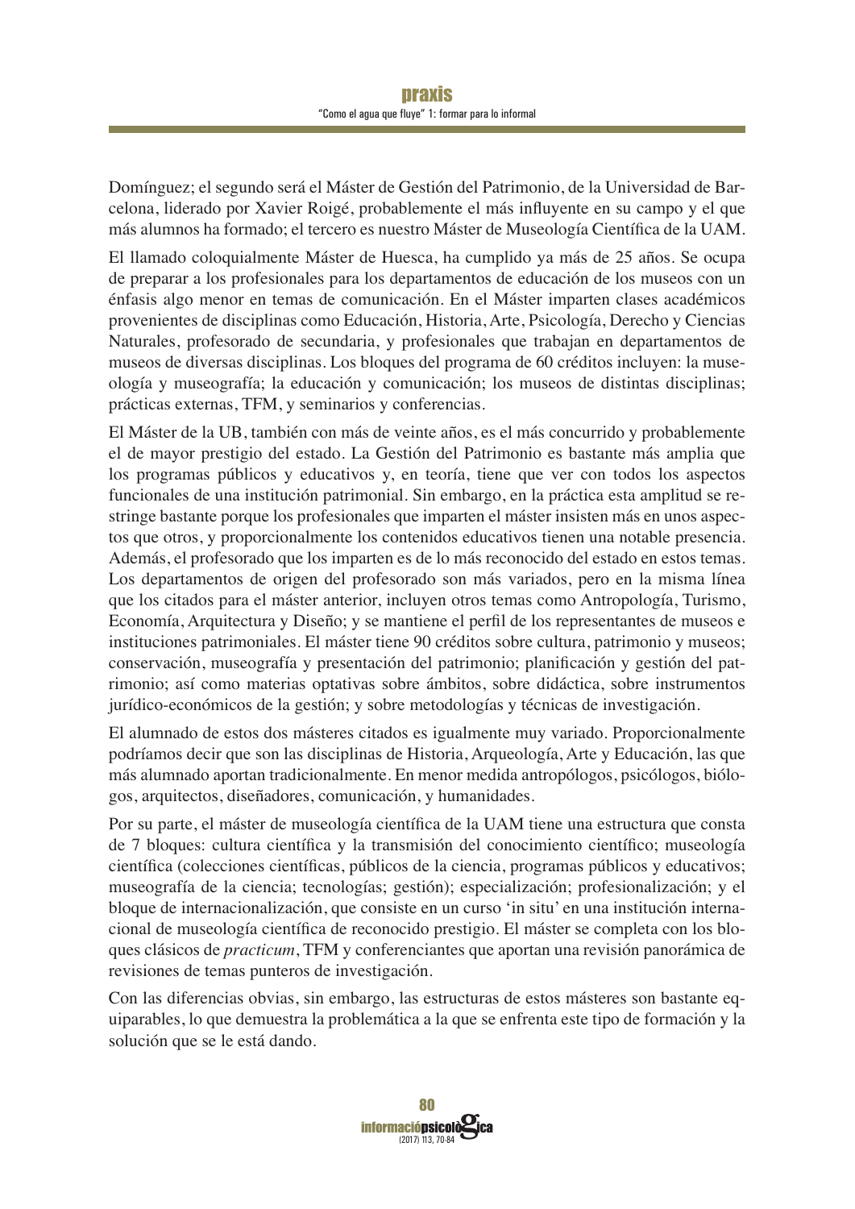Domínguez; el segundo será el Máster de Gestión del Patrimonio, de la Universidad de Barcelona, liderado por Xavier Roigé, probablemente el más influyente en su campo y el que más alumnos ha formado; el tercero es nuestro Máster de Museología Científica de la UAM.

El llamado coloquialmente Máster de Huesca, ha cumplido ya más de 25 años. Se ocupa de preparar a los profesionales para los departamentos de educación de los museos con un énfasis algo menor en temas de comunicación. En el Máster imparten clases académicos provenientes de disciplinas como Educación, Historia, Arte, Psicología, Derecho y Ciencias Naturales, profesorado de secundaria, y profesionales que trabajan en departamentos de museos de diversas disciplinas. Los bloques del programa de 60 créditos incluyen: la museología y museografía; la educación y comunicación; los museos de distintas disciplinas; prácticas externas, TFM, y seminarios y conferencias.

El Máster de la UB, también con más de veinte años, es el más concurrido y probablemente el de mayor prestigio del estado. La Gestión del Patrimonio es bastante más amplia que los programas públicos y educativos y, en teoría, tiene que ver con todos los aspectos funcionales de una institución patrimonial. Sin embargo, en la práctica esta amplitud se restringe bastante porque los profesionales que imparten el máster insisten más en unos aspectos que otros, y proporcionalmente los contenidos educativos tienen una notable presencia. Además, el profesorado que los imparten es de lo más reconocido del estado en estos temas. Los departamentos de origen del profesorado son más variados, pero en la misma línea que los citados para el máster anterior, incluyen otros temas como Antropología, Turismo, Economía, Arquitectura y Diseño; y se mantiene el perfil de los representantes de museos e instituciones patrimoniales. El máster tiene 90 créditos sobre cultura, patrimonio y museos; conservación, museografía y presentación del patrimonio; planificación y gestión del patrimonio; así como materias optativas sobre ámbitos, sobre didáctica, sobre instrumentos jurídico-económicos de la gestión; y sobre metodologías y técnicas de investigación.

El alumnado de estos dos másteres citados es igualmente muy variado. Proporcionalmente podríamos decir que son las disciplinas de Historia, Arqueología, Arte y Educación, las que más alumnado aportan tradicionalmente. En menor medida antropólogos, psicólogos, biólogos, arquitectos, diseñadores, comunicación, y humanidades.

Por su parte, el máster de museología científica de la UAM tiene una estructura que consta de 7 bloques: cultura científica y la transmisión del conocimiento científico; museología científica (colecciones científicas, públicos de la ciencia, programas públicos y educativos; museografía de la ciencia; tecnologías; gestión); especialización; profesionalización; y el bloque de internacionalización, que consiste en un curso 'in situ' en una institución internacional de museología científica de reconocido prestigio. El máster se completa con los bloques clásicos de *practicum*, TFM y conferenciantes que aportan una revisión panorámica de revisiones de temas punteros de investigación.

Con las diferencias obvias, sin embargo, las estructuras de estos másteres son bastante equiparables, lo que demuestra la problemática a la que se enfrenta este tipo de formación y la solución que se le está dando.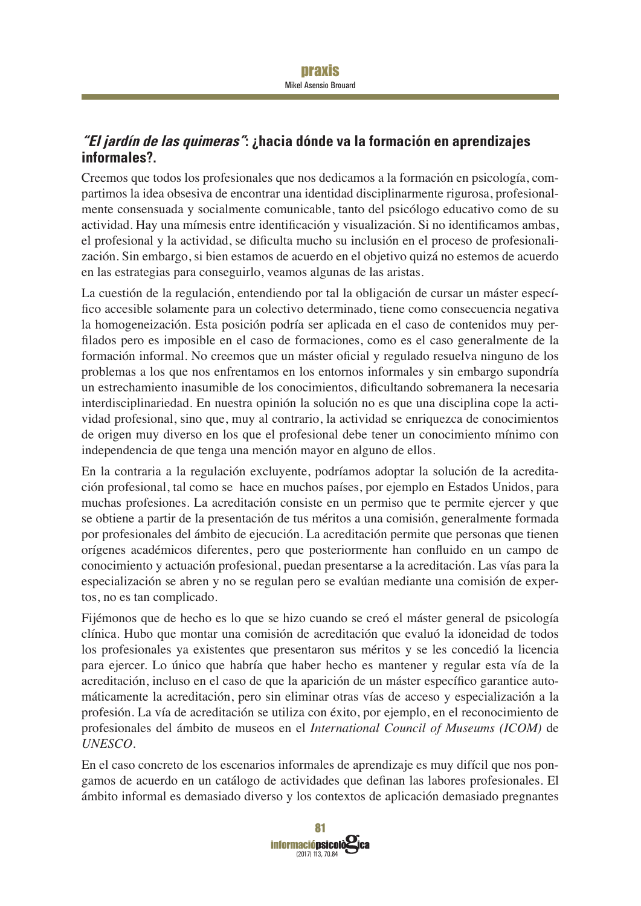### *"El jardín de las quimeras"*: ¿hacia dónde va la formación en aprendizajes informales?.

Creemos que todos los profesionales que nos dedicamos a la formación en psicología, compartimos la idea obsesiva de encontrar una identidad disciplinarmente rigurosa, profesionalmente consensuada y socialmente comunicable, tanto del psicólogo educativo como de su actividad. Hay una mímesis entre identificación y visualización. Si no identificamos ambas, el profesional y la actividad, se dificulta mucho su inclusión en el proceso de profesionalización. Sin embargo, si bien estamos de acuerdo en el objetivo quizá no estemos de acuerdo en las estrategias para conseguirlo, veamos algunas de las aristas.

La cuestión de la regulación, entendiendo por tal la obligación de cursar un máster específico accesible solamente para un colectivo determinado, tiene como consecuencia negativa la homogeneización. Esta posición podría ser aplicada en el caso de contenidos muy perfilados pero es imposible en el caso de formaciones, como es el caso generalmente de la formación informal. No creemos que un máster oficial y regulado resuelva ninguno de los problemas a los que nos enfrentamos en los entornos informales y sin embargo supondría un estrechamiento inasumible de los conocimientos, dificultando sobremanera la necesaria interdisciplinariedad. En nuestra opinión la solución no es que una disciplina cope la actividad profesional, sino que, muy al contrario, la actividad se enriquezca de conocimientos de origen muy diverso en los que el profesional debe tener un conocimiento mínimo con independencia de que tenga una mención mayor en alguno de ellos.

En la contraria a la regulación excluyente, podríamos adoptar la solución de la acreditación profesional, tal como se hace en muchos países, por ejemplo en Estados Unidos, para muchas profesiones. La acreditación consiste en un permiso que te permite ejercer y que se obtiene a partir de la presentación de tus méritos a una comisión, generalmente formada por profesionales del ámbito de ejecución. La acreditación permite que personas que tienen orígenes académicos diferentes, pero que posteriormente han confluido en un campo de conocimiento y actuación profesional, puedan presentarse a la acreditación. Las vías para la especialización se abren y no se regulan pero se evalúan mediante una comisión de expertos, no es tan complicado.

Fijémonos que de hecho es lo que se hizo cuando se creó el máster general de psicología clínica. Hubo que montar una comisión de acreditación que evaluó la idoneidad de todos los profesionales ya existentes que presentaron sus méritos y se les concedió la licencia para ejercer. Lo único que habría que haber hecho es mantener y regular esta vía de la acreditación, incluso en el caso de que la aparición de un máster específico garantice automáticamente la acreditación, pero sin eliminar otras vías de acceso y especialización a la profesión. La vía de acreditación se utiliza con éxito, por ejemplo, en el reconocimiento de profesionales del ámbito de museos en el *International Council of Museums (ICOM)* de *UNESCO*.

En el caso concreto de los escenarios informales de aprendizaje es muy difícil que nos pongamos de acuerdo en un catálogo de actividades que definan las labores profesionales. El ámbito informal es demasiado diverso y los contextos de aplicación demasiado pregnantes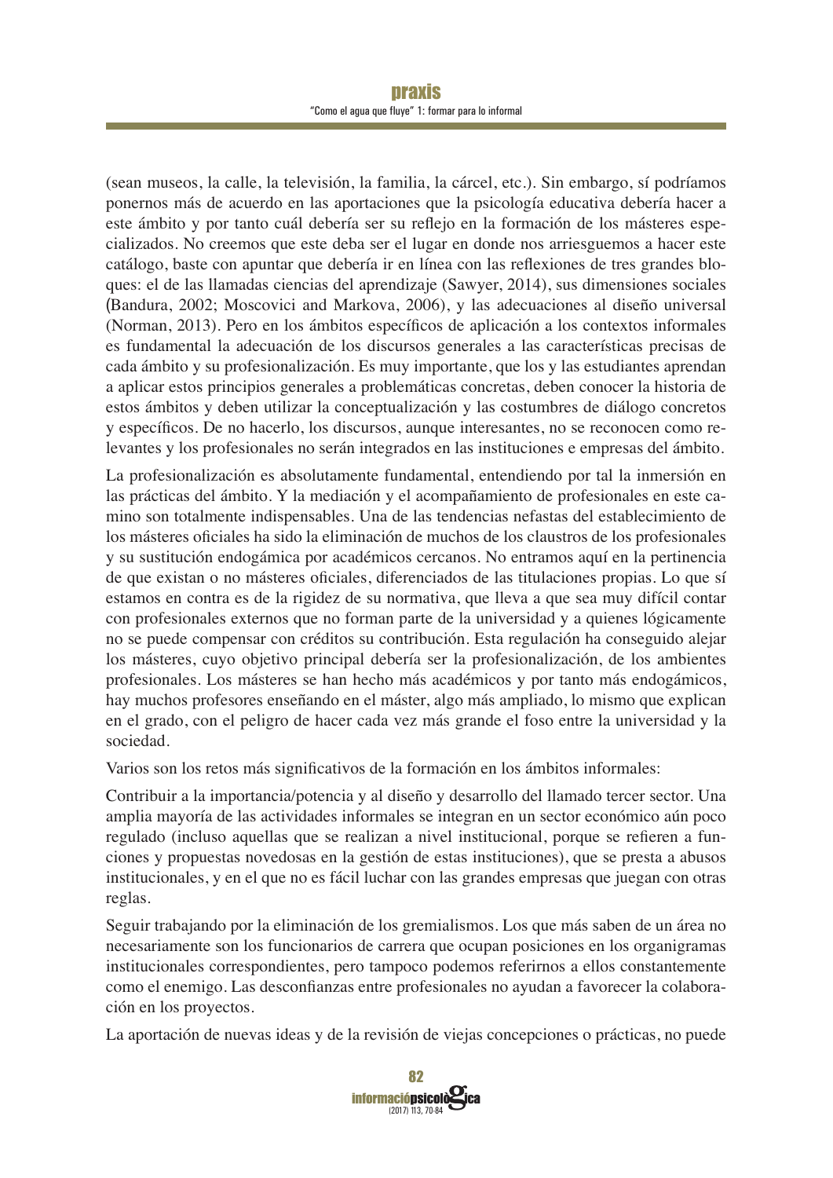(sean museos, la calle, la televisión, la familia, la cárcel, etc.). Sin embargo, sí podríamos ponernos más de acuerdo en las aportaciones que la psicología educativa debería hacer a este ámbito y por tanto cuál debería ser su reflejo en la formación de los másteres especializados. No creemos que este deba ser el lugar en donde nos arriesguemos a hacer este catálogo, baste con apuntar que debería ir en línea con las reflexiones de tres grandes bloques: el de las llamadas ciencias del aprendizaje (Sawyer, 2014), sus dimensiones sociales (Bandura, 2002; Moscovici and Markova, 2006), y las adecuaciones al diseño universal (Norman, 2013). Pero en los ámbitos específicos de aplicación a los contextos informales es fundamental la adecuación de los discursos generales a las características precisas de cada ámbito y su profesionalización. Es muy importante, que los y las estudiantes aprendan a aplicar estos principios generales a problemáticas concretas, deben conocer la historia de estos ámbitos y deben utilizar la conceptualización y las costumbres de diálogo concretos y específicos. De no hacerlo, los discursos, aunque interesantes, no se reconocen como relevantes y los profesionales no serán integrados en las instituciones e empresas del ámbito.

La profesionalización es absolutamente fundamental, entendiendo por tal la inmersión en las prácticas del ámbito. Y la mediación y el acompañamiento de profesionales en este camino son totalmente indispensables. Una de las tendencias nefastas del establecimiento de los másteres oficiales ha sido la eliminación de muchos de los claustros de los profesionales y su sustitución endogámica por académicos cercanos. No entramos aquí en la pertinencia de que existan o no másteres oficiales, diferenciados de las titulaciones propias. Lo que sí estamos en contra es de la rigidez de su normativa, que lleva a que sea muy difícil contar con profesionales externos que no forman parte de la universidad y a quienes lógicamente no se puede compensar con créditos su contribución. Esta regulación ha conseguido alejar los másteres, cuyo objetivo principal debería ser la profesionalización, de los ambientes profesionales. Los másteres se han hecho más académicos y por tanto más endogámicos, hay muchos profesores enseñando en el máster, algo más ampliado, lo mismo que explican en el grado, con el peligro de hacer cada vez más grande el foso entre la universidad y la sociedad.

Varios son los retos más significativos de la formación en los ámbitos informales:

Contribuir a la importancia/potencia y al diseño y desarrollo del llamado tercer sector. Una amplia mayoría de las actividades informales se integran en un sector económico aún poco regulado (incluso aquellas que se realizan a nivel institucional, porque se refieren a funciones y propuestas novedosas en la gestión de estas instituciones), que se presta a abusos institucionales, y en el que no es fácil luchar con las grandes empresas que juegan con otras reglas.

Seguir trabajando por la eliminación de los gremialismos. Los que más saben de un área no necesariamente son los funcionarios de carrera que ocupan posiciones en los organigramas institucionales correspondientes, pero tampoco podemos referirnos a ellos constantemente como el enemigo. Las desconfianzas entre profesionales no ayudan a favorecer la colaboración en los proyectos.

La aportación de nuevas ideas y de la revisión de viejas concepciones o prácticas, no puede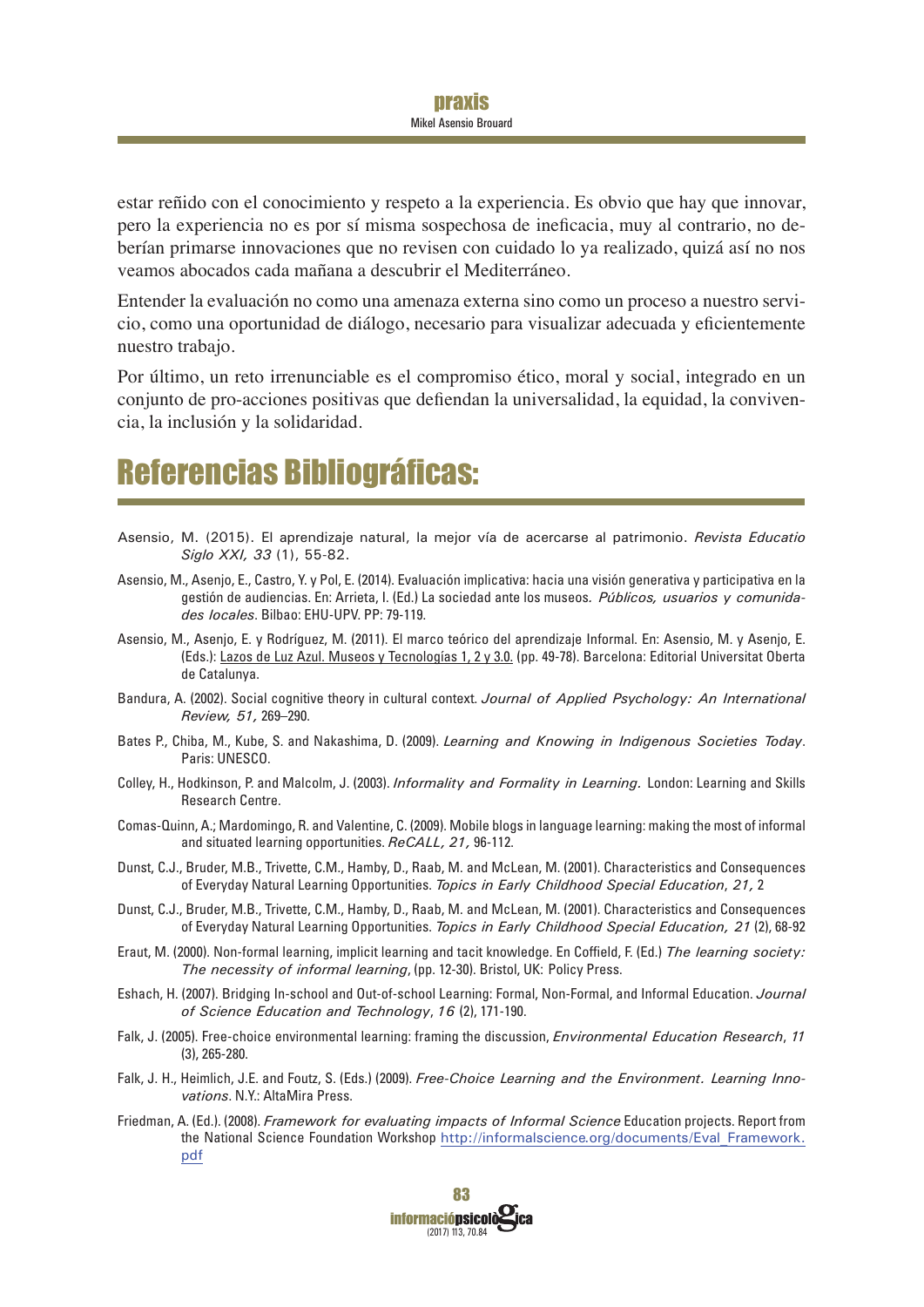estar reñido con el conocimiento y respeto a la experiencia. Es obvio que hay que innovar, pero la experiencia no es por sí misma sospechosa de ineficacia, muy al contrario, no deberían primarse innovaciones que no revisen con cuidado lo ya realizado, quizá así no nos veamos abocados cada mañana a descubrir el Mediterráneo.

Entender la evaluación no como una amenaza externa sino como un proceso a nuestro servicio, como una oportunidad de diálogo, necesario para visualizar adecuada y eficientemente nuestro trabajo.

Por último, un reto irrenunciable es el compromiso ético, moral y social, integrado en un conjunto de pro-acciones positivas que defiendan la universalidad, la equidad, la convivencia, la inclusión y la solidaridad.

# Referencias Bibliográficas:

Asensio, M. (2015). El aprendizaje natural, la mejor vía de acercarse al patrimonio. *Revista Educatio Siglo XXI, 33* (1), 55-82.

Asensio, M., Asenjo, E., Castro, Y. y Pol, E. (2014). Evaluación implicativa: hacia una visión generativa y participativa en la gestión de audiencias. En: Arrieta, I. (Ed.) La sociedad ante los museos*. Públicos, usuarios y comunidades locales*. Bilbao: EHU-UPV. PP: 79-119.

Asensio, M., Asenjo, E. y Rodríguez, M. (2011). El marco teórico del aprendizaje Informal. En: Asensio, M. y Asenjo, E. (Eds.): Lazos de Luz Azul. Museos y Tecnologías 1, 2 y 3.0. (pp. 49-78). Barcelona: Editorial Universitat Oberta de Catalunya.

Bandura, A. (2002). Social cognitive theory in cultural context. *Journal of Applied Psychology: An International Review, 51,* 269–290.

Bates P., Chiba, M., Kube, S. and Nakashima, D. (2009). *Learning and Knowing in Indigenous Societies Today*. Paris: UNESCO.

Colley, H., Hodkinson, P. and Malcolm, J. (2003). *Informality and Formality in Learning.* London: Learning and Skills Research Centre.

Comas-Quinn, A.; Mardomingo, R. and Valentine, C. (2009). Mobile blogs in language learning: making the most of informal and situated learning opportunities. *ReCALL, 21,* 96-112.

Dunst, C.J., Bruder, M.B., Trivette, C.M., Hamby, D., Raab, M. and McLean, M. (2001). Characteristics and Consequences of Everyday Natural Learning Opportunities. *Topics in Early Childhood Special Education*, *21,* 2

Dunst, C.J., Bruder, M.B., Trivette, C.M., Hamby, D., Raab, M. and McLean, M. (2001). Characteristics and Consequences of Everyday Natural Learning Opportunities. *Topics in Early Childhood Special Education, 21* (2), 68-92

Eraut, M. (2000). Non-formal learning, implicit learning and tacit knowledge. En Coffield, F. (Ed.) *The learning society: The necessity of informal learning*, (pp. 12-30). Bristol, UK: Policy Press.

Eshach, H. (2007). Bridging In-school and Out-of-school Learning: Formal, Non-Formal, and Informal Education. *Journal of Science Education and Technology*, *16* (2), 171-190.

Falk, J. (2005). Free-choice environmental learning: framing the discussion, *Environmental Education Research*, *11* (3), 265-280.

Falk, J. H., Heimlich, J.E. and Foutz, S. (Eds.) (2009). *Free-Choice Learning and the Environment. Learning Innovations*. N.Y.: AltaMira Press.

Friedman, A. (Ed.). (2008). *Framework for evaluating impacts of Informal Science* Education projects. Report from the National Science Foundation Workshop http://informalscience.org/documents/Eval_Framework.pdf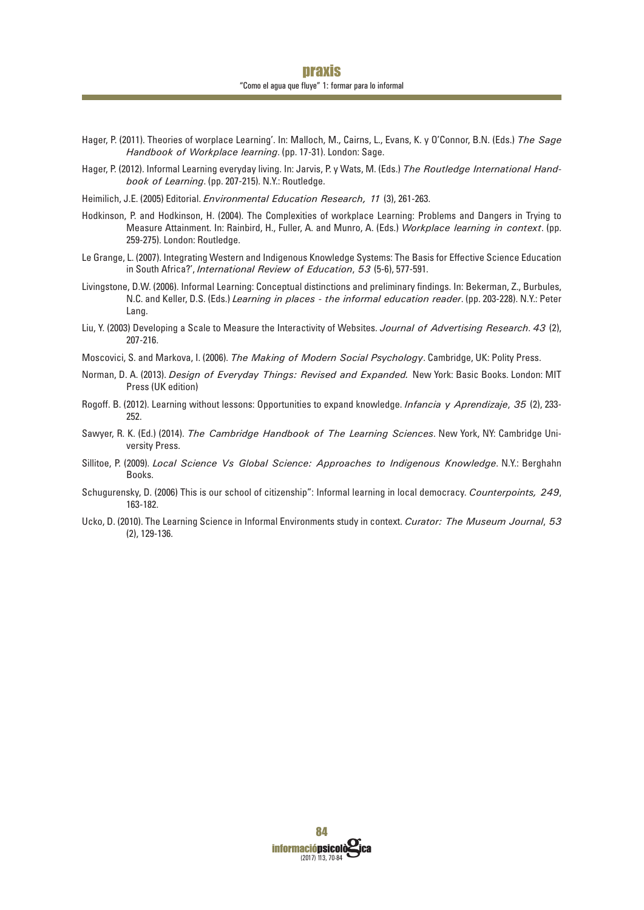Hager, P. (2011). Theories of worplace Learning'. In: Malloch, M., Cairns, L., Evans, K. y O'Connor, B.N. (Eds.) *The Sage Handbook of Workplace learning*. (pp. 17-31). London: Sage.

Hager, P. (2012). Informal Learning everyday living. In: Jarvis, P. y Wats, M. (Eds.) *The Routledge International Handbook of Learning*. (pp. 207-215). N.Y.: Routledge.

Heimilich, J.E. (2005) Editorial. *Environmental Education Research, 11* (3), 261-263.

Hodkinson, P. and Hodkinson, H. (2004). The Complexities of workplace Learning: Problems and Dangers in Trying to Measure Attainment. In: Rainbird, H., Fuller, A. and Munro, A. (Eds.) *Workplace learning in context*. (pp. 259-275). London: Routledge.

Le Grange, L. (2007). Integrating Western and Indigenous Knowledge Systems: The Basis for Effective Science Education in South Africa?', *International Review of Education*, *53* (5-6), 577-591.

Livingstone, D.W. (2006). Informal Learning: Conceptual distinctions and preliminary findings. In: Bekerman, Z., Burbules, N.C. and Keller, D.S. (Eds.) *Learning in places - the informal education reader*. (pp. 203-228). N.Y.: Peter Lang.

Liu, Y. (2003) Developing a Scale to Measure the Interactivity of Websites. *Journal of Advertising Research*. *43* (2), 207-216.

Moscovici, S. and Markova, I. (2006). *The Making of Modern Social Psychology*. Cambridge, UK: Polity Press.

Norman, D. A. (2013). *Design of Everyday Things: Revised and Expanded.* New York: Basic Books. London: MIT Press (UK edition)

Rogoff. B. (2012). Learning without lessons: Opportunities to expand knowledge. *Infancia y Aprendizaje*, *35* (2), 233-252.

Sawyer, R. K. (Ed.) (2014). *The Cambridge Handbook of The Learning Sciences*. New York, NY: Cambridge University Press.

Sillitoe, P. (2009). *Local Science Vs Global Science: Approaches to Indigenous Knowledge*. N.Y.: Berghahn Books.

Schugurensky, D. (2006) This is our school of citizenship": Informal learning in local democracy. *Counterpoints, 249*, 163-182.

Ucko, D. (2010). The Learning Science in Informal Environments study in context. *Curator: The Museum Journal*, *53* (2), 129-136.